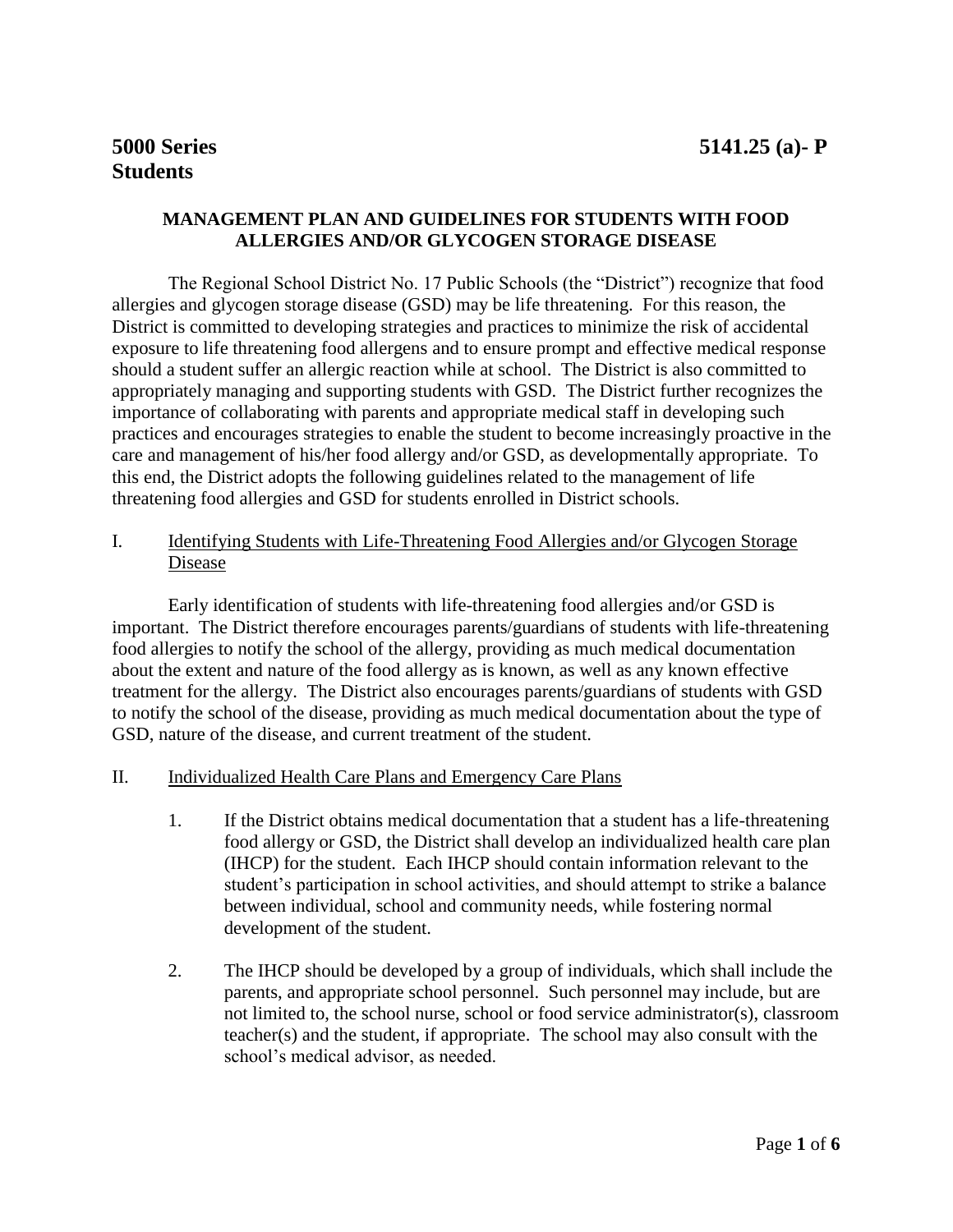**5000 Series**
**Students**

**5141.25 (a)- P**

## MANAGEMENT PLAN AND GUIDELINES FOR STUDENTS WITH FOOD ALLERGIES AND/OR GLYCOGEN STORAGE DISEASE

The Regional School District No. 17 Public Schools (the "District") recognize that food allergies and glycogen storage disease (GSD) may be life threatening. For this reason, the District is committed to developing strategies and practices to minimize the risk of accidental exposure to life threatening food allergens and to ensure prompt and effective medical response should a student suffer an allergic reaction while at school. The District is also committed to appropriately managing and supporting students with GSD. The District further recognizes the importance of collaborating with parents and appropriate medical staff in developing such practices and encourages strategies to enable the student to become increasingly proactive in the care and management of his/her food allergy and/or GSD, as developmentally appropriate. To this end, the District adopts the following guidelines related to the management of life threatening food allergies and GSD for students enrolled in District schools.

### I. Identifying Students with Life-Threatening Food Allergies and/or Glycogen Storage Disease

Early identification of students with life-threatening food allergies and/or GSD is important. The District therefore encourages parents/guardians of students with life-threatening food allergies to notify the school of the allergy, providing as much medical documentation about the extent and nature of the food allergy as is known, as well as any known effective treatment for the allergy. The District also encourages parents/guardians of students with GSD to notify the school of the disease, providing as much medical documentation about the type of GSD, nature of the disease, and current treatment of the student.

### II. Individualized Health Care Plans and Emergency Care Plans

1. If the District obtains medical documentation that a student has a life-threatening food allergy or GSD, the District shall develop an individualized health care plan (IHCP) for the student. Each IHCP should contain information relevant to the student's participation in school activities, and should attempt to strike a balance between individual, school and community needs, while fostering normal development of the student.

2. The IHCP should be developed by a group of individuals, which shall include the parents, and appropriate school personnel. Such personnel may include, but are not limited to, the school nurse, school or food service administrator(s), classroom teacher(s) and the student, if appropriate. The school may also consult with the school's medical advisor, as needed.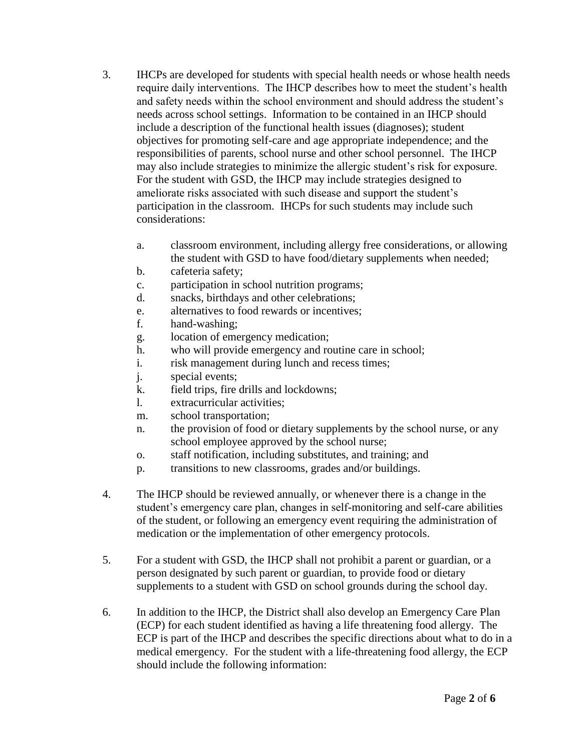3. IHCPs are developed for students with special health needs or whose health needs require daily interventions. The IHCP describes how to meet the student's health and safety needs within the school environment and should address the student's needs across school settings. Information to be contained in an IHCP should include a description of the functional health issues (diagnoses); student objectives for promoting self-care and age appropriate independence; and the responsibilities of parents, school nurse and other school personnel. The IHCP may also include strategies to minimize the allergic student's risk for exposure. For the student with GSD, the IHCP may include strategies designed to ameliorate risks associated with such disease and support the student's participation in the classroom. IHCPs for such students may include such considerations:

   a. classroom environment, including allergy free considerations, or allowing the student with GSD to have food/dietary supplements when needed;
   b. cafeteria safety;
   c. participation in school nutrition programs;
   d. snacks, birthdays and other celebrations;
   e. alternatives to food rewards or incentives;
   f. hand-washing;
   g. location of emergency medication;
   h. who will provide emergency and routine care in school;
   i. risk management during lunch and recess times;
   j. special events;
   k. field trips, fire drills and lockdowns;
   l. extracurricular activities;
   m. school transportation;
   n. the provision of food or dietary supplements by the school nurse, or any school employee approved by the school nurse;
   o. staff notification, including substitutes, and training; and
   p. transitions to new classrooms, grades and/or buildings.

4. The IHCP should be reviewed annually, or whenever there is a change in the student's emergency care plan, changes in self-monitoring and self-care abilities of the student, or following an emergency event requiring the administration of medication or the implementation of other emergency protocols.

5. For a student with GSD, the IHCP shall not prohibit a parent or guardian, or a person designated by such parent or guardian, to provide food or dietary supplements to a student with GSD on school grounds during the school day.

6. In addition to the IHCP, the District shall also develop an Emergency Care Plan (ECP) for each student identified as having a life threatening food allergy. The ECP is part of the IHCP and describes the specific directions about what to do in a medical emergency. For the student with a life-threatening food allergy, the ECP should include the following information: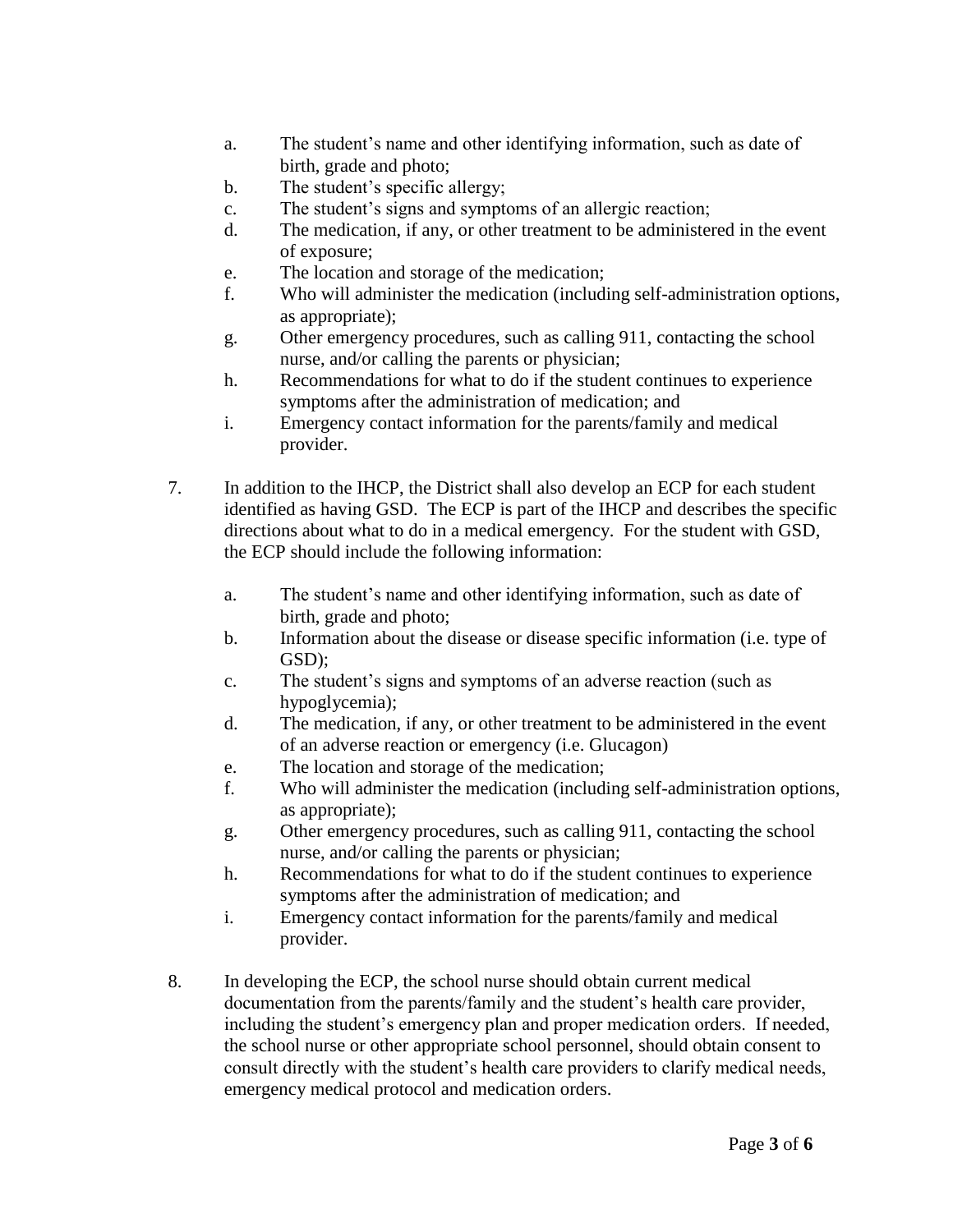a. The student's name and other identifying information, such as date of birth, grade and photo;
   b. The student's specific allergy;
   c. The student's signs and symptoms of an allergic reaction;
   d. The medication, if any, or other treatment to be administered in the event of exposure;
   e. The location and storage of the medication;
   f. Who will administer the medication (including self-administration options, as appropriate);
   g. Other emergency procedures, such as calling 911, contacting the school nurse, and/or calling the parents or physician;
   h. Recommendations for what to do if the student continues to experience symptoms after the administration of medication; and
   i. Emergency contact information for the parents/family and medical provider.

7. In addition to the IHCP, the District shall also develop an ECP for each student identified as having GSD. The ECP is part of the IHCP and describes the specific directions about what to do in a medical emergency. For the student with GSD, the ECP should include the following information:

   a. The student's name and other identifying information, such as date of birth, grade and photo;
   b. Information about the disease or disease specific information (i.e. type of GSD);
   c. The student's signs and symptoms of an adverse reaction (such as hypoglycemia);
   d. The medication, if any, or other treatment to be administered in the event of an adverse reaction or emergency (i.e. Glucagon)
   e. The location and storage of the medication;
   f. Who will administer the medication (including self-administration options, as appropriate);
   g. Other emergency procedures, such as calling 911, contacting the school nurse, and/or calling the parents or physician;
   h. Recommendations for what to do if the student continues to experience symptoms after the administration of medication; and
   i. Emergency contact information for the parents/family and medical provider.

8. In developing the ECP, the school nurse should obtain current medical documentation from the parents/family and the student's health care provider, including the student's emergency plan and proper medication orders. If needed, the school nurse or other appropriate school personnel, should obtain consent to consult directly with the student's health care providers to clarify medical needs, emergency medical protocol and medication orders.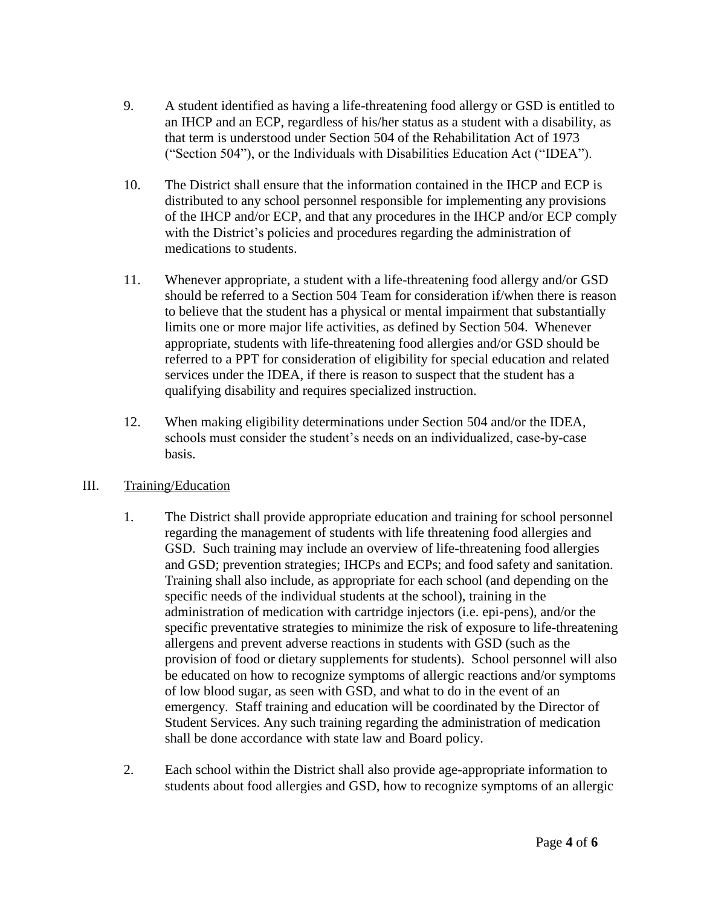9. A student identified as having a life-threatening food allergy or GSD is entitled to an IHCP and an ECP, regardless of his/her status as a student with a disability, as that term is understood under Section 504 of the Rehabilitation Act of 1973 ("Section 504"), or the Individuals with Disabilities Education Act ("IDEA").

10. The District shall ensure that the information contained in the IHCP and ECP is distributed to any school personnel responsible for implementing any provisions of the IHCP and/or ECP, and that any procedures in the IHCP and/or ECP comply with the District's policies and procedures regarding the administration of medications to students.

11. Whenever appropriate, a student with a life-threatening food allergy and/or GSD should be referred to a Section 504 Team for consideration if/when there is reason to believe that the student has a physical or mental impairment that substantially limits one or more major life activities, as defined by Section 504. Whenever appropriate, students with life-threatening food allergies and/or GSD should be referred to a PPT for consideration of eligibility for special education and related services under the IDEA, if there is reason to suspect that the student has a qualifying disability and requires specialized instruction.

12. When making eligibility determinations under Section 504 and/or the IDEA, schools must consider the student's needs on an individualized, case-by-case basis.

## III. Training/Education

1. The District shall provide appropriate education and training for school personnel regarding the management of students with life threatening food allergies and GSD. Such training may include an overview of life-threatening food allergies and GSD; prevention strategies; IHCPs and ECPs; and food safety and sanitation. Training shall also include, as appropriate for each school (and depending on the specific needs of the individual students at the school), training in the administration of medication with cartridge injectors (i.e. epi-pens), and/or the specific preventative strategies to minimize the risk of exposure to life-threatening allergens and prevent adverse reactions in students with GSD (such as the provision of food or dietary supplements for students). School personnel will also be educated on how to recognize symptoms of allergic reactions and/or symptoms of low blood sugar, as seen with GSD, and what to do in the event of an emergency. Staff training and education will be coordinated by the Director of Student Services. Any such training regarding the administration of medication shall be done accordance with state law and Board policy.

2. Each school within the District shall also provide age-appropriate information to students about food allergies and GSD, how to recognize symptoms of an allergic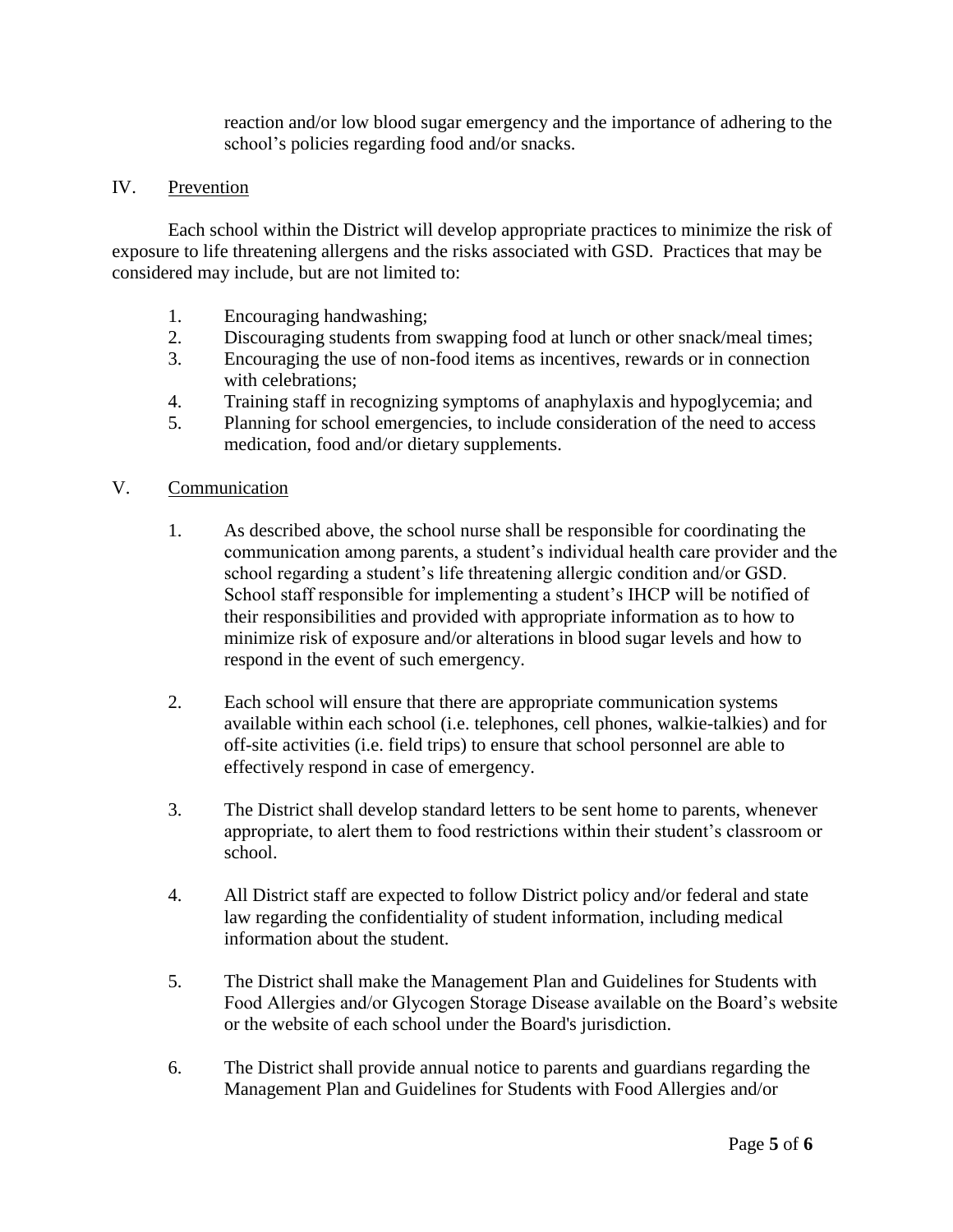reaction and/or low blood sugar emergency and the importance of adhering to the school's policies regarding food and/or snacks.

## IV. Prevention

Each school within the District will develop appropriate practices to minimize the risk of exposure to life threatening allergens and the risks associated with GSD. Practices that may be considered may include, but are not limited to:

1. Encouraging handwashing;
2. Discouraging students from swapping food at lunch or other snack/meal times;
3. Encouraging the use of non-food items as incentives, rewards or in connection with celebrations;
4. Training staff in recognizing symptoms of anaphylaxis and hypoglycemia; and
5. Planning for school emergencies, to include consideration of the need to access medication, food and/or dietary supplements.

## V. Communication

1. As described above, the school nurse shall be responsible for coordinating the communication among parents, a student's individual health care provider and the school regarding a student's life threatening allergic condition and/or GSD. School staff responsible for implementing a student's IHCP will be notified of their responsibilities and provided with appropriate information as to how to minimize risk of exposure and/or alterations in blood sugar levels and how to respond in the event of such emergency.

2. Each school will ensure that there are appropriate communication systems available within each school (i.e. telephones, cell phones, walkie-talkies) and for off-site activities (i.e. field trips) to ensure that school personnel are able to effectively respond in case of emergency.

3. The District shall develop standard letters to be sent home to parents, whenever appropriate, to alert them to food restrictions within their student's classroom or school.

4. All District staff are expected to follow District policy and/or federal and state law regarding the confidentiality of student information, including medical information about the student.

5. The District shall make the Management Plan and Guidelines for Students with Food Allergies and/or Glycogen Storage Disease available on the Board's website or the website of each school under the Board's jurisdiction.

6. The District shall provide annual notice to parents and guardians regarding the Management Plan and Guidelines for Students with Food Allergies and/or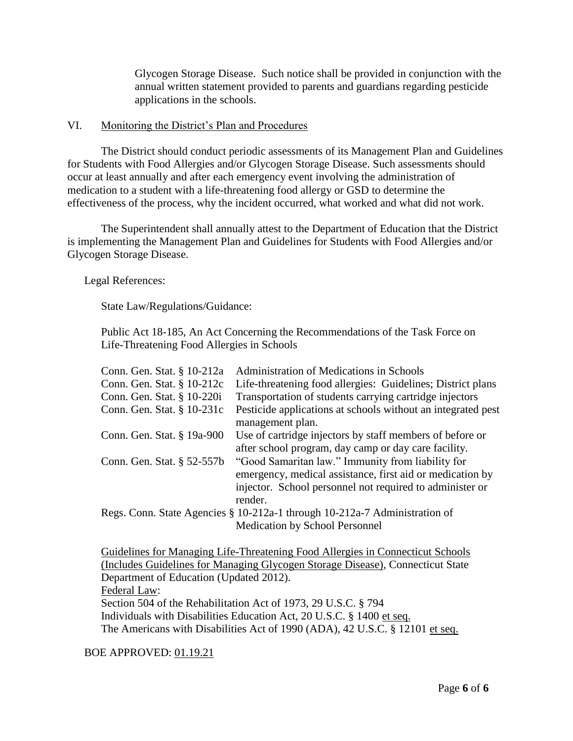Glycogen Storage Disease. Such notice shall be provided in conjunction with the annual written statement provided to parents and guardians regarding pesticide applications in the schools.

VI. Monitoring the District's Plan and Procedures

The District should conduct periodic assessments of its Management Plan and Guidelines for Students with Food Allergies and/or Glycogen Storage Disease. Such assessments should occur at least annually and after each emergency event involving the administration of medication to a student with a life-threatening food allergy or GSD to determine the effectiveness of the process, why the incident occurred, what worked and what did not work.

The Superintendent shall annually attest to the Department of Education that the District is implementing the Management Plan and Guidelines for Students with Food Allergies and/or Glycogen Storage Disease.

Legal References:

State Law/Regulations/Guidance:

Public Act 18-185, An Act Concerning the Recommendations of the Task Force on Life-Threatening Food Allergies in Schools

| | |
|---|---|
| Conn. Gen. Stat. § 10-212a | Administration of Medications in Schools |
| Conn. Gen. Stat. § 10-212c | Life-threatening food allergies: Guidelines; District plans |
| Conn. Gen. Stat. § 10-220i | Transportation of students carrying cartridge injectors |
| Conn. Gen. Stat. § 10-231c | Pesticide applications at schools without an integrated pest management plan. |
| Conn. Gen. Stat. § 19a-900 | Use of cartridge injectors by staff members of before or after school program, day camp or day care facility. |
| Conn. Gen. Stat. § 52-557b | "Good Samaritan law." Immunity from liability for emergency, medical assistance, first aid or medication by injector. School personnel not required to administer or render. |

Regs. Conn. State Agencies § 10-212a-1 through 10-212a-7 Administration of Medication by School Personnel

Guidelines for Managing Life-Threatening Food Allergies in Connecticut Schools (Includes Guidelines for Managing Glycogen Storage Disease), Connecticut State Department of Education (Updated 2012).

Federal Law:

Section 504 of the Rehabilitation Act of 1973, 29 U.S.C. § 794
Individuals with Disabilities Education Act, 20 U.S.C. § 1400 et seq.
The Americans with Disabilities Act of 1990 (ADA), 42 U.S.C. § 12101 et seq.

BOE APPROVED: 01.19.21